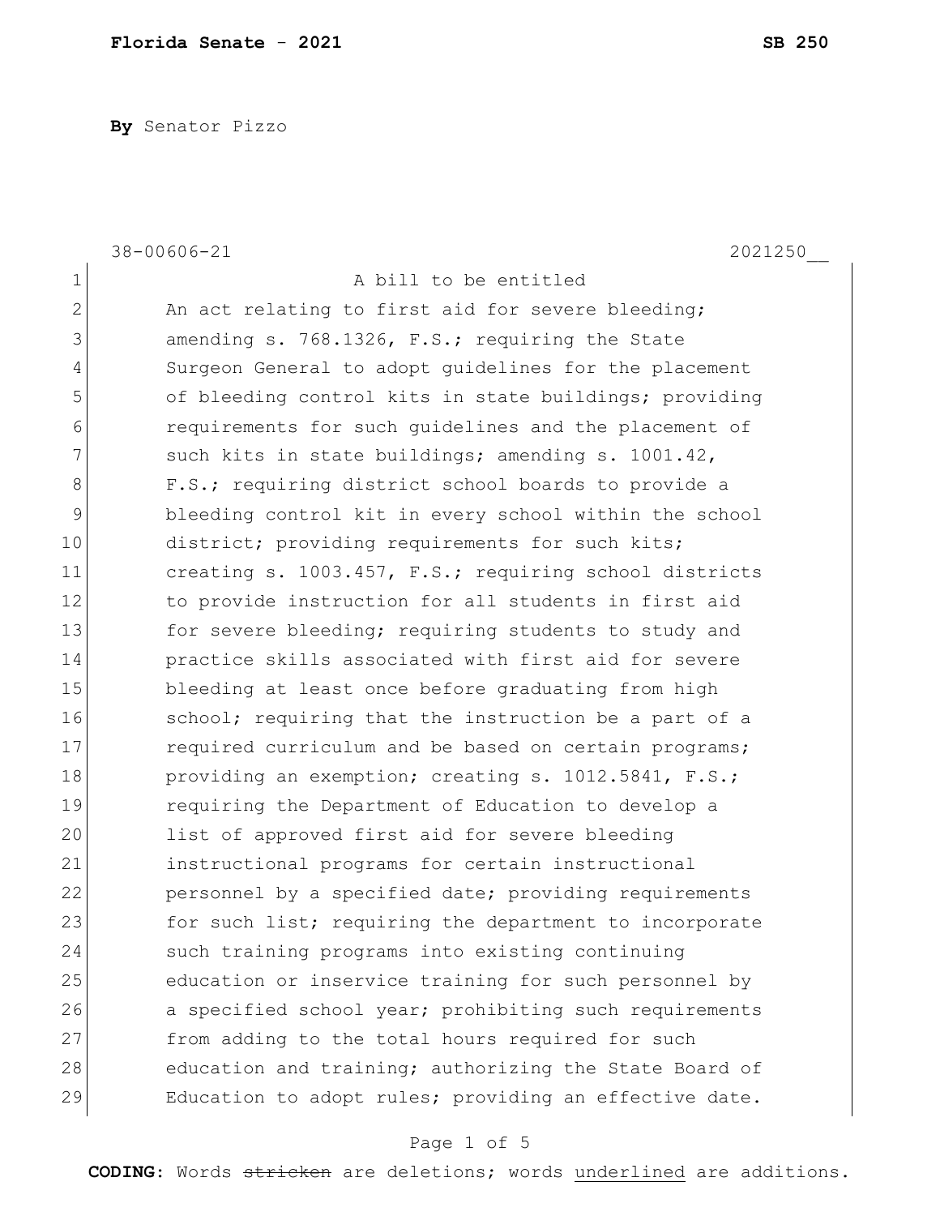**By** Senator Pizzo

38-00606-21 2021250__

A bill to be entitled

An act relating to first aid for severe bleeding; amending s. 768.1326, F.S.; requiring the State Surgeon General to adopt guidelines for the placement of bleeding control kits in state buildings; providing requirements for such guidelines and the placement of such kits in state buildings; amending s. 1001.42, F.S.; requiring district school boards to provide a bleeding control kit in every school within the school district; providing requirements for such kits; creating s. 1003.457, F.S.; requiring school districts to provide instruction for all students in first aid for severe bleeding; requiring students to study and practice skills associated with first aid for severe bleeding at least once before graduating from high school; requiring that the instruction be a part of a required curriculum and be based on certain programs; providing an exemption; creating s. 1012.5841, F.S.; requiring the Department of Education to develop a list of approved first aid for severe bleeding instructional programs for certain instructional personnel by a specified date; providing requirements for such list; requiring the department to incorporate such training programs into existing continuing education or inservice training for such personnel by a specified school year; prohibiting such requirements from adding to the total hours required for such education and training; authorizing the State Board of Education to adopt rules; providing an effective date.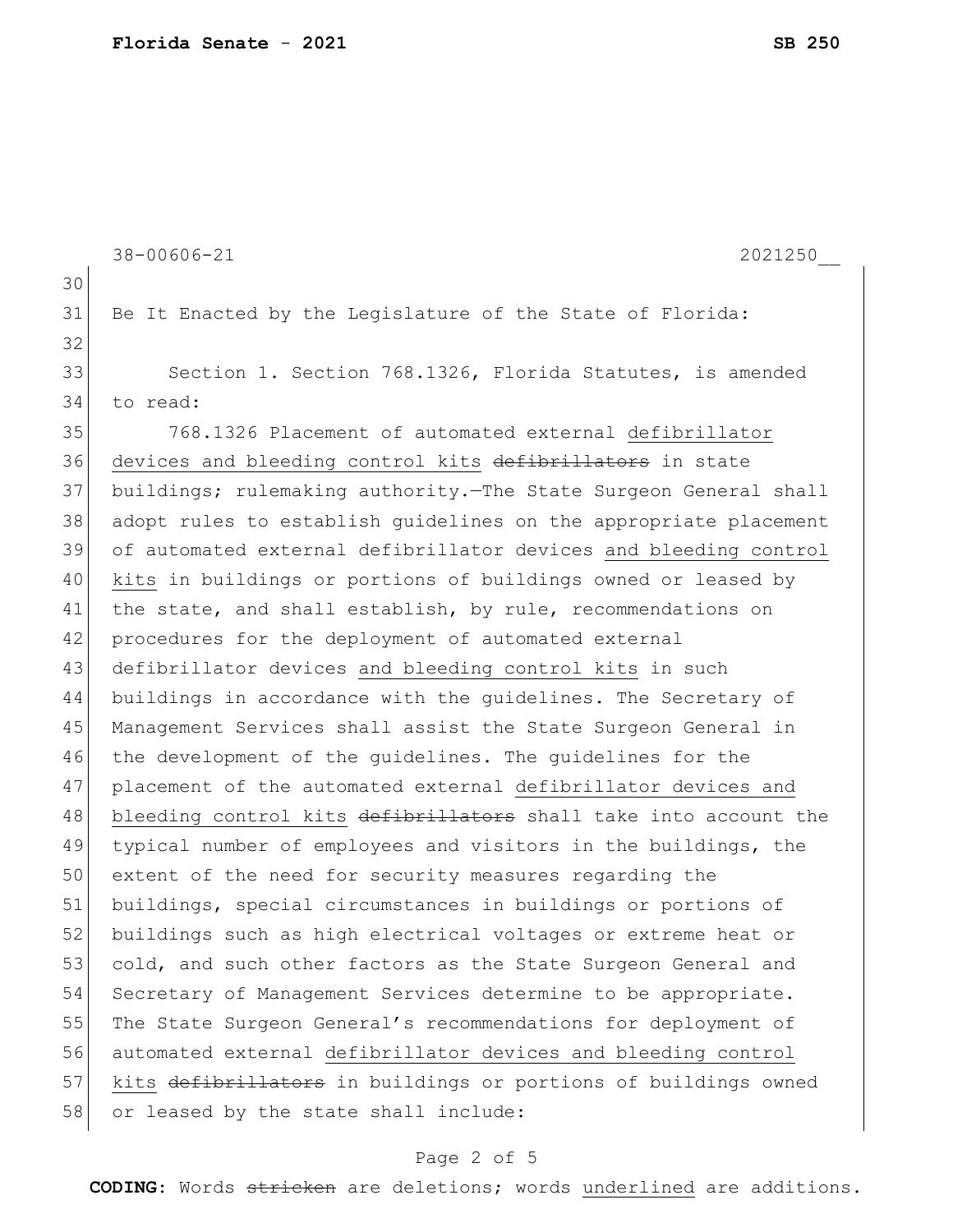Be It Enacted by the Legislature of the State of Florida:

Section 1. Section 768.1326, Florida Statutes, is amended to read:

768.1326 Placement of automated external defibrillator devices and bleeding control kits ~~defibrillators~~ in state buildings; rulemaking authority.—The State Surgeon General shall adopt rules to establish guidelines on the appropriate placement of automated external defibrillator devices and bleeding control kits in buildings or portions of buildings owned or leased by the state, and shall establish, by rule, recommendations on procedures for the deployment of automated external defibrillator devices and bleeding control kits in such buildings in accordance with the guidelines. The Secretary of Management Services shall assist the State Surgeon General in the development of the guidelines. The guidelines for the placement of the automated external defibrillator devices and bleeding control kits ~~defibrillators~~ shall take into account the typical number of employees and visitors in the buildings, the extent of the need for security measures regarding the buildings, special circumstances in buildings or portions of buildings such as high electrical voltages or extreme heat or cold, and such other factors as the State Surgeon General and Secretary of Management Services determine to be appropriate. The State Surgeon General's recommendations for deployment of automated external defibrillator devices and bleeding control kits ~~defibrillators~~ in buildings or portions of buildings owned or leased by the state shall include:

**CODING:** Words ~~stricken~~ are deletions; words underlined are additions.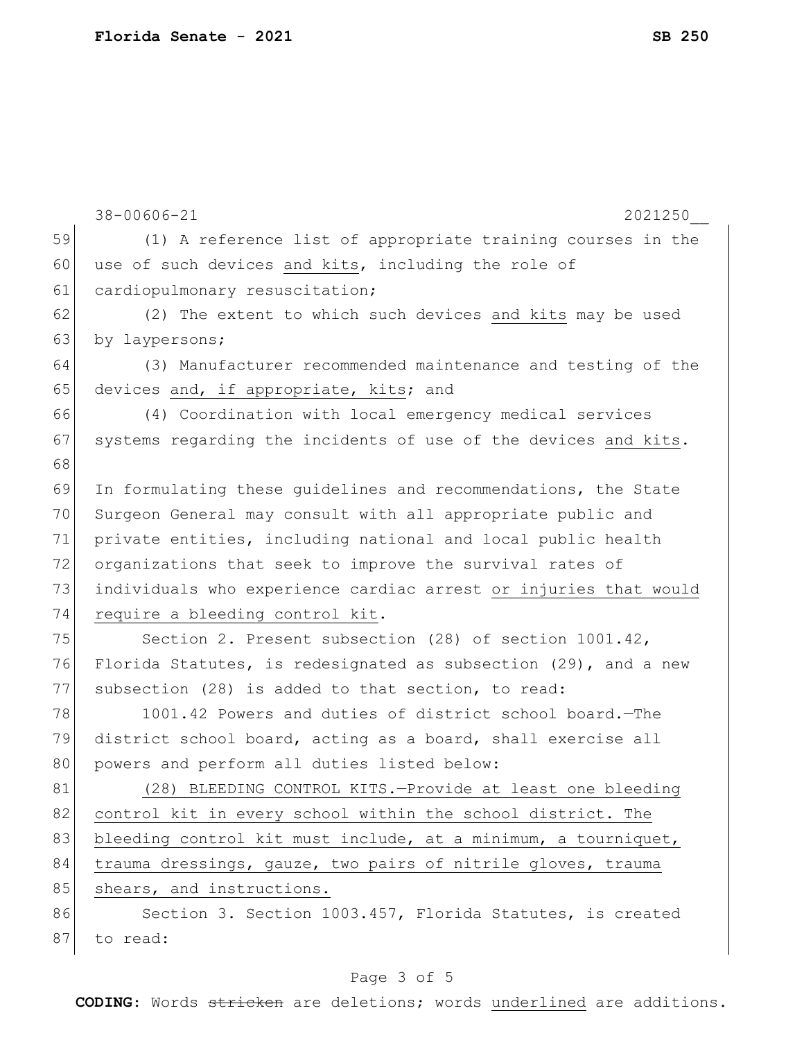(1) A reference list of appropriate training courses in the use of such devices <u>and kits</u>, including the role of cardiopulmonary resuscitation;

(2) The extent to which such devices <u>and kits</u> may be used by laypersons;

(3) Manufacturer recommended maintenance and testing of the devices <u>and, if appropriate, kits</u>; and

(4) Coordination with local emergency medical services systems regarding the incidents of use of the devices <u>and kits</u>.

In formulating these guidelines and recommendations, the State Surgeon General may consult with all appropriate public and private entities, including national and local public health organizations that seek to improve the survival rates of individuals who experience cardiac arrest <u>or injuries that would require a bleeding control kit</u>.

Section 2. Present subsection (28) of section 1001.42, Florida Statutes, is redesignated as subsection (29), and a new subsection (28) is added to that section, to read:

1001.42 Powers and duties of district school board.—The district school board, acting as a board, shall exercise all powers and perform all duties listed below:

<u>(28) BLEEDING CONTROL KITS.—Provide at least one bleeding control kit in every school within the school district. The bleeding control kit must include, at a minimum, a tourniquet, trauma dressings, gauze, two pairs of nitrile gloves, trauma shears, and instructions.</u>

Section 3. Section 1003.457, Florida Statutes, is created to read: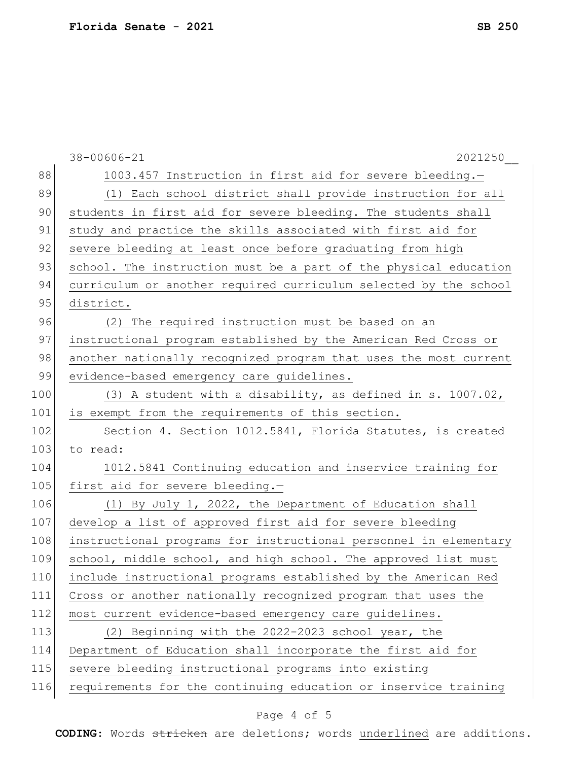1003.457 Instruction in first aid for severe bleeding.—

(1) Each school district shall provide instruction for all students in first aid for severe bleeding. The students shall study and practice the skills associated with first aid for severe bleeding at least once before graduating from high school. The instruction must be a part of the physical education curriculum or another required curriculum selected by the school district.

(2) The required instruction must be based on an instructional program established by the American Red Cross or another nationally recognized program that uses the most current evidence-based emergency care guidelines.

(3) A student with a disability, as defined in s. 1007.02, is exempt from the requirements of this section.

Section 4. Section 1012.5841, Florida Statutes, is created to read:

1012.5841 Continuing education and inservice training for first aid for severe bleeding.—

(1) By July 1, 2022, the Department of Education shall develop a list of approved first aid for severe bleeding instructional programs for instructional personnel in elementary school, middle school, and high school. The approved list must include instructional programs established by the American Red Cross or another nationally recognized program that uses the most current evidence-based emergency care guidelines.

(2) Beginning with the 2022-2023 school year, the Department of Education shall incorporate the first aid for severe bleeding instructional programs into existing requirements for the continuing education or inservice training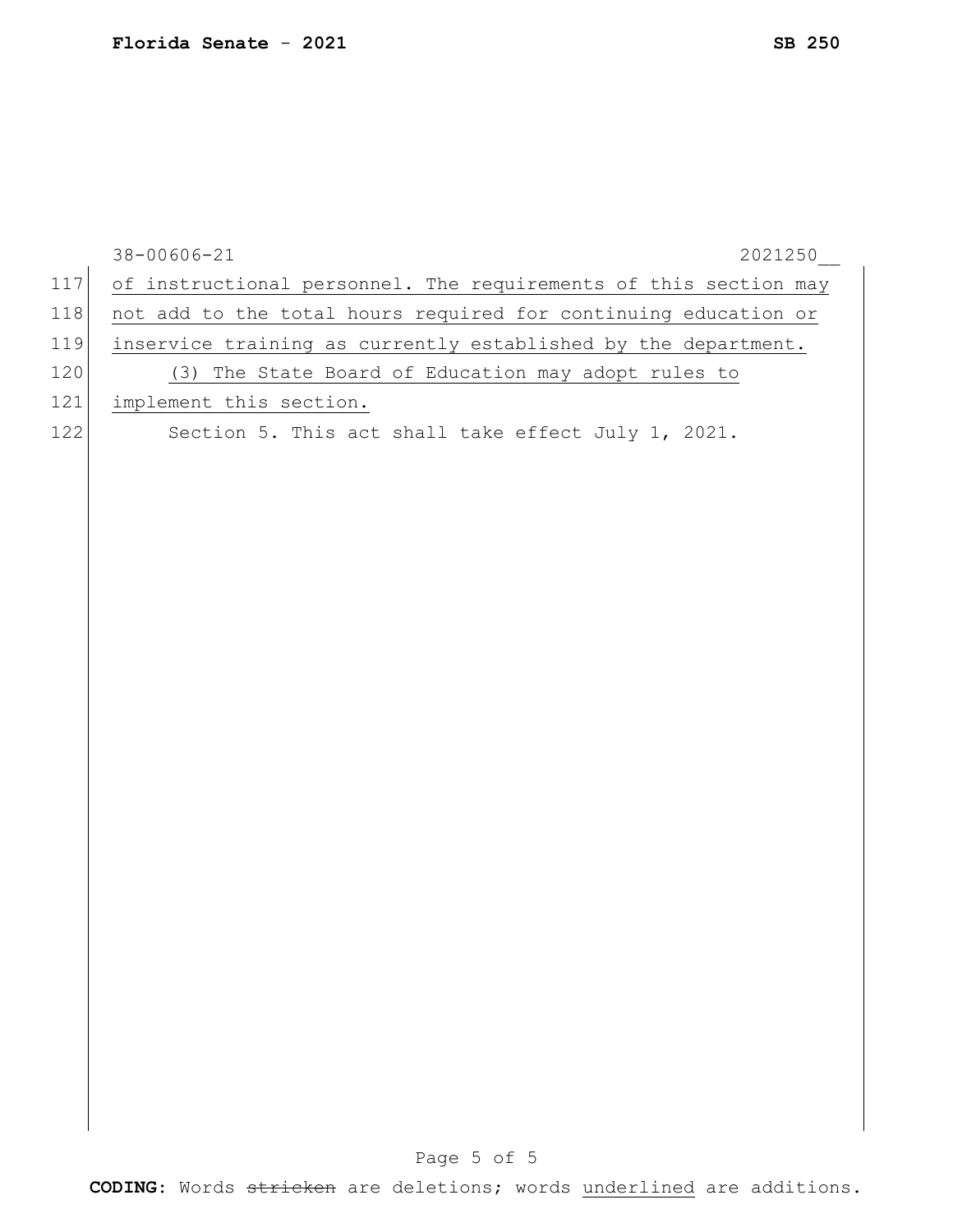38-00606-21 2021250__

117 of instructional personnel. The requirements of this section may
118 not add to the total hours required for continuing education or
119 inservice training as currently established by the department.
120 (3) The State Board of Education may adopt rules to
121 implement this section.
122 Section 5. This act shall take effect July 1, 2021.

**CODING:** Words ~~stricken~~ are deletions; words underlined are additions.